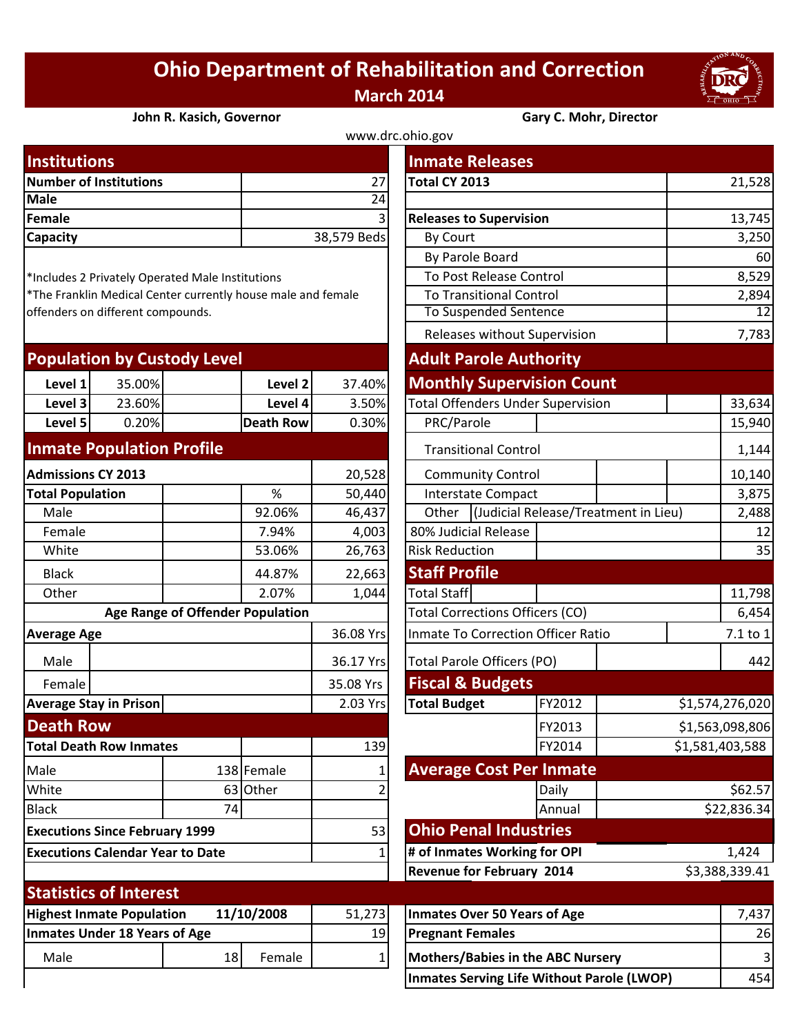# Ohio Department of Rehabilitation and Correction

## March 2014

**John R. Kasich, Governor** **Gary C. Mohr, Director**

www.drc.ohio.gov

## Institutions

| Number of Institutions | 27 |
|---|---|
| Male | 24 |
| Female | 3 |
| Capacity | 38,579 Beds |

*Includes 2 Privately Operated Male Institutions
*The Franklin Medical Center currently house male and female offenders on different compounds.

## Population by Custody Level

| Level 1 | 35.00% | Level 2 | 37.40% |
|---|---|---|---|
| Level 3 | 23.60% | Level 4 | 3.50% |
| Level 5 | 0.20% | Death Row | 0.30% |

## Inmate Population Profile

| | % | |
|---|---|---|
| **Admissions CY 2013** | | 20,528 |
| **Total Population** | % | 50,440 |
| Male | 92.06% | 46,437 |
| Female | 7.94% | 4,003 |
| White | 53.06% | 26,763 |
| Black | 44.87% | 22,663 |
| Other | 2.07% | 1,044 |

**Age Range of Offender Population**

| **Average Age** | 36.08 Yrs |
|---|---|
| Male | 36.17 Yrs |
| Female | 35.08 Yrs |
| **Average Stay in Prison** | 2.03 Yrs |

## Death Row

| **Total Death Row Inmates** | | | 139 |
|---|---|---|---|
| Male | 138 | Female | 1 |
| White | 63 | Other | 2 |
| Black | 74 | | |
| **Executions Since February 1999** | | | 53 |
| **Executions Calendar Year to Date** | | | 1 |

## Inmate Releases

| **Total CY 2013** | 21,528 |
|---|---|
| **Releases to Supervision** | 13,745 |
| By Court | 3,250 |
| By Parole Board | 60 |
| To Post Release Control | 8,529 |
| To Transitional Control | 2,894 |
| To Suspended Sentence | 12 |
| Releases without Supervision | 7,783 |

## Adult Parole Authority

### Monthly Supervision Count

| Total Offenders Under Supervision | 33,634 |
|---|---|
| PRC/Parole | 15,940 |
| Transitional Control | 1,144 |
| Community Control | 10,140 |
| Interstate Compact | 3,875 |
| Other (Judicial Release/Treatment in Lieu) | 2,488 |
| 80% Judicial Release | 12 |
| Risk Reduction | 35 |

## Staff Profile

| Total Staff | 11,798 |
|---|---|
| Total Corrections Officers (CO) | 6,454 |
| Inmate To Correction Officer Ratio | 7.1 to 1 |
| Total Parole Officers (PO) | 442 |

## Fiscal & Budgets

| **Total Budget** | FY2012 | $1,574,276,020 |
|---|---|---|
| | FY2013 | $1,563,098,806 |
| | FY2014 | $1,581,403,588 |

## Average Cost Per Inmate

| Daily | $62.57 |
|---|---|
| Annual | $22,836.34 |

## Ohio Penal Industries

| **# of Inmates Working for OPI** | 1,424 |
|---|---|
| **Revenue for February 2014** | $3,388,339.41 |

## Statistics of Interest

| **Highest Inmate Population** | **11/10/2008** | | 51,273 |
|---|---|---|---|
| **Inmates Under 18 Years of Age** | | | 19 |
| Male | 18 | Female | 1 |

| **Inmates Over 50 Years of Age** | 7,437 |
|---|---|
| **Pregnant Females** | 26 |
| **Mothers/Babies in the ABC Nursery** | 3 |
| **Inmates Serving Life Without Parole (LWOP)** | 454 |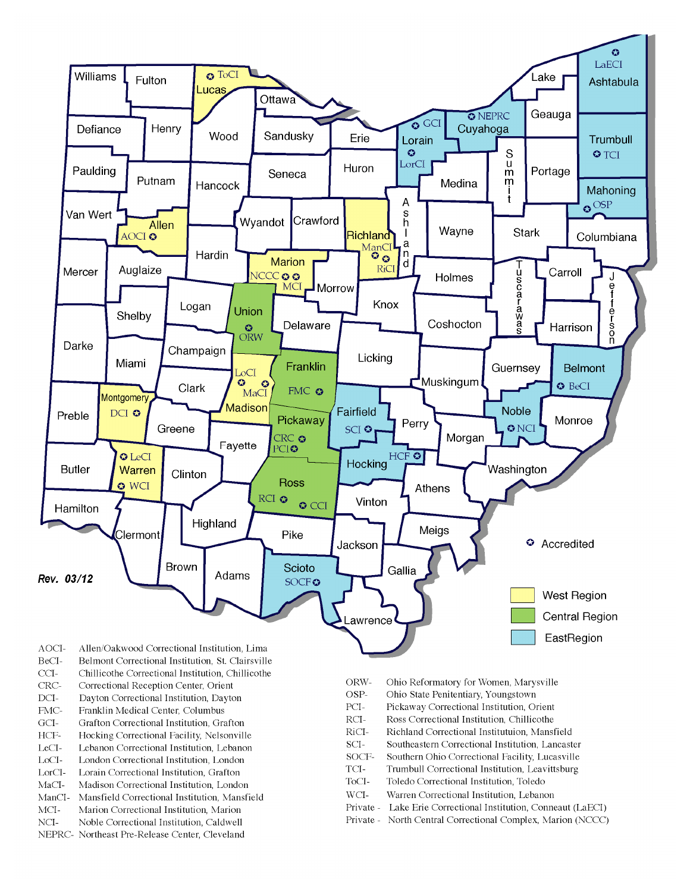Rev. 03/12

✪ Accredited

West Region

Central Region

EastRegion

| Abbreviation | Institution |
| --- | --- |
| AOCI- | Allen/Oakwood Correctional Institution, Lima |
| BeCI- | Belmont Correctional Institution, St. Clairsville |
| CCI- | Chillicothe Correctional Institution, Chillicothe |
| CRC- | Correctional Reception Center, Orient |
| DCI- | Dayton Correctional Institution, Dayton |
| FMC- | Franklin Medical Center, Columbus |
| GCI- | Grafton Correctional Institution, Grafton |
| HCF- | Hocking Correctional Facility, Nelsonville |
| LeCI- | Lebanon Correctional Institution, Lebanon |
| LoCI- | London Correctional Institution, London |
| LorCI- | Lorain Correctional Institution, Grafton |
| MaCI- | Madison Correctional Institution, London |
| ManCI- | Mansfield Correctional Institution, Mansfield |
| MCI- | Marion Correctional Institution, Marion |
| NCI- | Noble Correctional Institution, Caldwell |
| NEPRC- | Northeast Pre-Release Center, Cleveland |
| ORW- | Ohio Reformatory for Women, Marysville |
| OSP- | Ohio State Penitentiary, Youngstown |
| PCI- | Pickaway Correctional Institution, Orient |
| RCI- | Ross Correctional Institution, Chillicothe |
| RiCI- | Richland Correctional Institutuion, Mansfield |
| SCI- | Southeastern Correctional Institution, Lancaster |
| SOCF- | Southern Ohio Correctional Facility, Lucasville |
| TCI- | Trumbull Correctional Institution, Leavittsburg |
| ToCI- | Toledo Correctional Institution, Toledo |
| WCI- | Warren Correctional Institution, Lebanon |
| Private - | Lake Erie Correctional Institution, Conneaut (LaECI) |
| Private - | North Central Correctional Complex, Marion (NCCC) |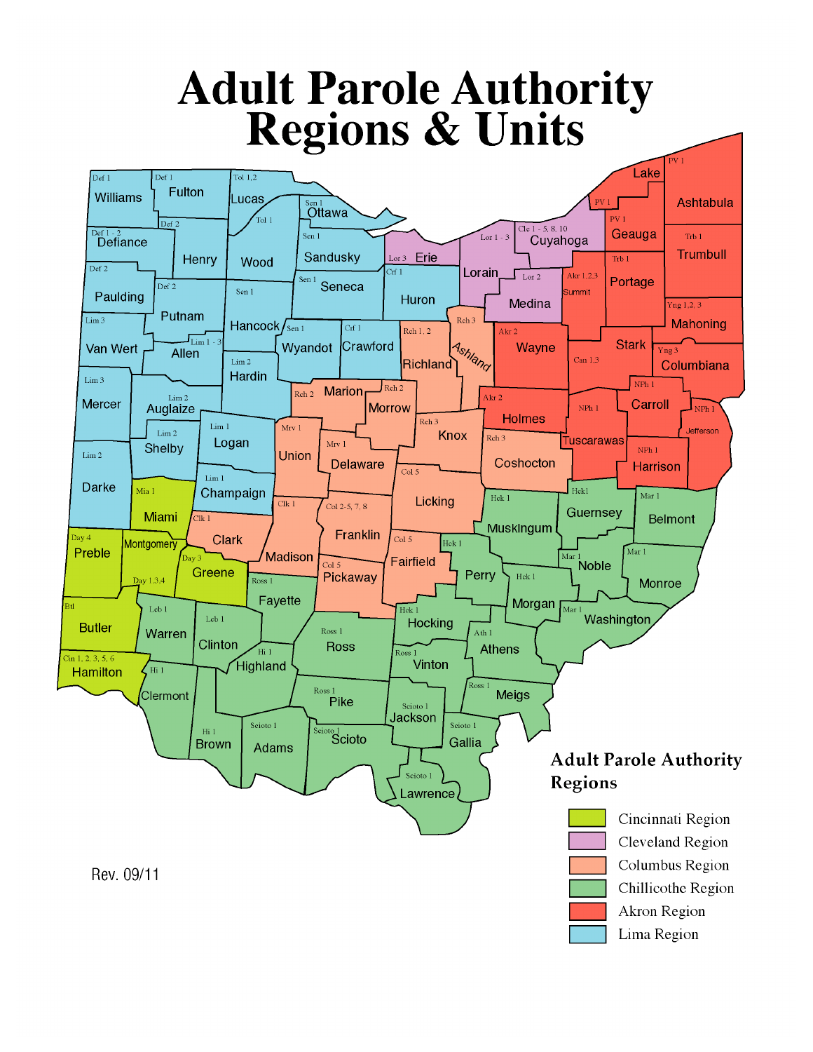# Adult Parole Authority Regions & Units

Def 1
Williams
Def 1
Fulton
Tol 1,2
Lucas
Sen 1
Ottawa
Tol 1
Def 1 - 2
Defiance
Def 2
Henry
Wood
Sen 1
Sandusky
Lor 3 Erie
Lor 1 - 3
Lorain
Cle 1 - 5, 8, 10
Cuyahoga
PV 1
Lake
PV 1
Ashtabula
PV 1
Geauga
Trb 1
Trumbull
Def 2
Paulding
Def 2
Putnam
Sen 1
Hancock
Sen 1
Seneca
Crf 1
Huron
Lor 2
Medina
Akr 1,2,3
Summit
Trb 1
Portage
Yng 1,2, 3
Mahoning
Lim 3
Van Wert
Lim 1 - 3
Allen
Sen 1
Wyandot
Crf 1
Crawford
Rch 1, 2
Richland
Rch 3
Ashland
Akr 2
Wayne
Can 1,3
Stark
Yng 3
Columbiana
Lim 3
Mercer
Lim 2
Auglaize
Lim 2
Hardin
Rch 2
Marion
Rch 2
Morrow
Rch 3
Knox
Akr 2
Holmes
NPh 1
Tuscarawas
NPh 1
Carroll
NPh 1
Jefferson
Lim 2
Shelby
Lim 1
Logan
Mrv 1
Union
Mrv 1
Delaware
Rch 3
Coshocton
NPh 1
Harrison
Lim 2
Darke
Mia 1
Miami
Lim 1
Champaign
Col 5
Licking
Hck 1
Muskingum
Hck1
Guernsey
Mar 1
Belmont
Day 4
Preble
Montgomery
Clk 1
Clark
Clk 1
Madison
Col 2-5, 7, 8
Franklin
Col 5
Fairfield
Hck 1
Perry
Mar 1
Noble
Mar 1
Monroe
Day 1,3,4
Day 3
Greene
Ross 1
Fayette
Col 5
Pickaway
Hck 1
Morgan
Mar 1
Washington
Btl
Butler
Leb 1
Warren
Leb 1
Clinton
Hck 1
Hocking
Ath 1
Athens
Cin 1, 2, 3, 5, 6
Hamilton
Hi 1
Clermont
Hi 1
Highland
Ross 1
Ross
Ross 1
Vinton
Ross 1
Meigs
Ross 1
Pike
Sciato 1
Jackson
Hi 1
Brown
Scioto 1
Adams
Scioto 1
Scioto
Scioto 1
Gallia
Scioto 1
Lawrence

**Adult Parole Authority Regions**

- Cincinnati Region
- Cleveland Region
- Columbus Region
- Chillicothe Region
- Akron Region
- Lima Region

Rev. 09/11